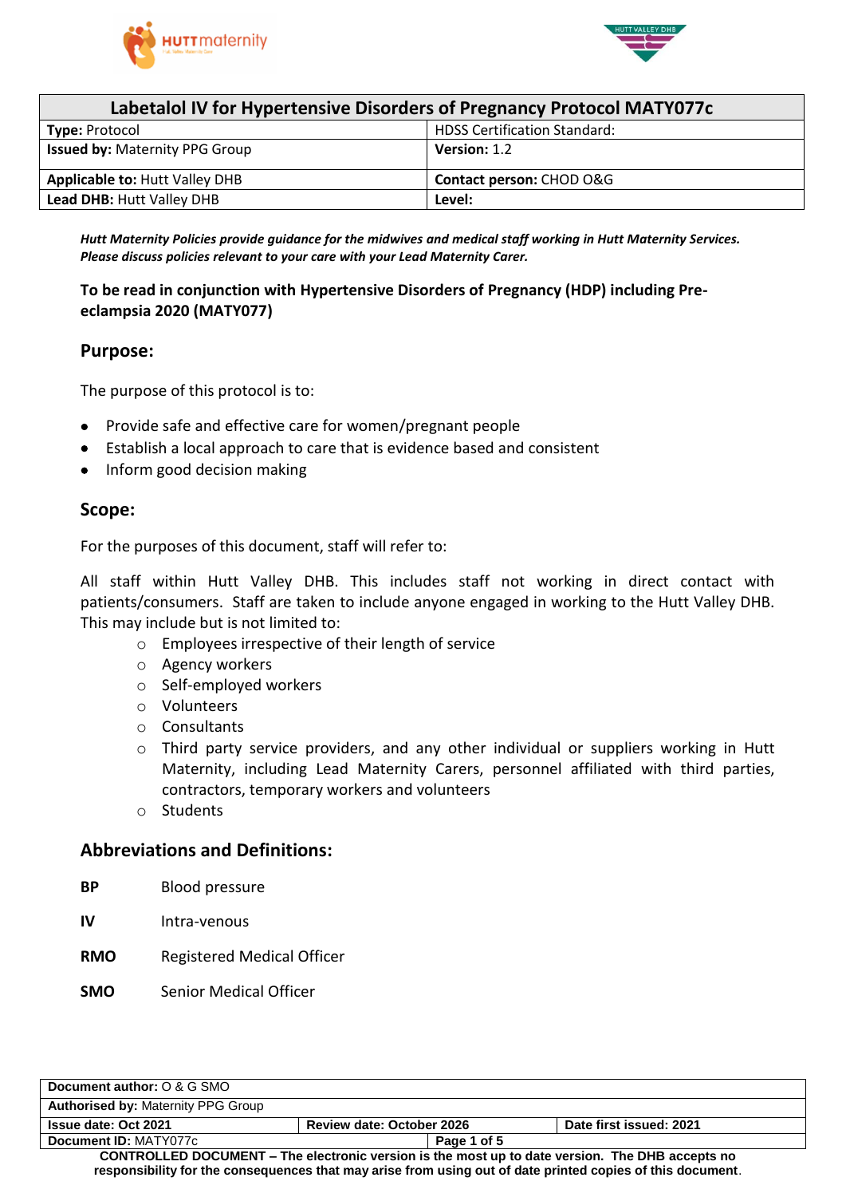| Labetalol IV for Hypertensive Disorders of Pregnancy Protocol MATY077c | |
|---|---|
| **Type:** Protocol | HDSS Certification Standard: |
| **Issued by:** Maternity PPG Group | **Version:** 1.2 |
| **Applicable to:** Hutt Valley DHB | **Contact person:** CHOD O&G |
| **Lead DHB:** Hutt Valley DHB | **Level:** |

***Hutt Maternity Policies provide guidance for the midwives and medical staff working in Hutt Maternity Services. Please discuss policies relevant to your care with your Lead Maternity Carer.***

**To be read in conjunction with Hypertensive Disorders of Pregnancy (HDP) including Pre-eclampsia 2020 (MATY077)**

## Purpose:

The purpose of this protocol is to:

- Provide safe and effective care for women/pregnant people
- Establish a local approach to care that is evidence based and consistent
- Inform good decision making

## Scope:

For the purposes of this document, staff will refer to:

All staff within Hutt Valley DHB. This includes staff not working in direct contact with patients/consumers. Staff are taken to include anyone engaged in working to the Hutt Valley DHB. This may include but is not limited to:

- Employees irrespective of their length of service
- Agency workers
- Self-employed workers
- Volunteers
- Consultants
- Third party service providers, and any other individual or suppliers working in Hutt Maternity, including Lead Maternity Carers, personnel affiliated with third parties, contractors, temporary workers and volunteers
- Students

## Abbreviations and Definitions:

| | |
|---|---|
| **BP** | Blood pressure |
| **IV** | Intra-venous |
| **RMO** | Registered Medical Officer |
| **SMO** | Senior Medical Officer |

| | | |
|---|---|---|
| **Document author:** O & G SMO | | |
| **Authorised by:** Maternity PPG Group | | |
| **Issue date: Oct 2021** | **Review date: October 2026** | **Date first issued: 2021** |
| **Document ID:** MATY077c | | |

**CONTROLLED DOCUMENT – The electronic version is the most up to date version. The DHB accepts no responsibility for the consequences that may arise from using out of date printed copies of this document.**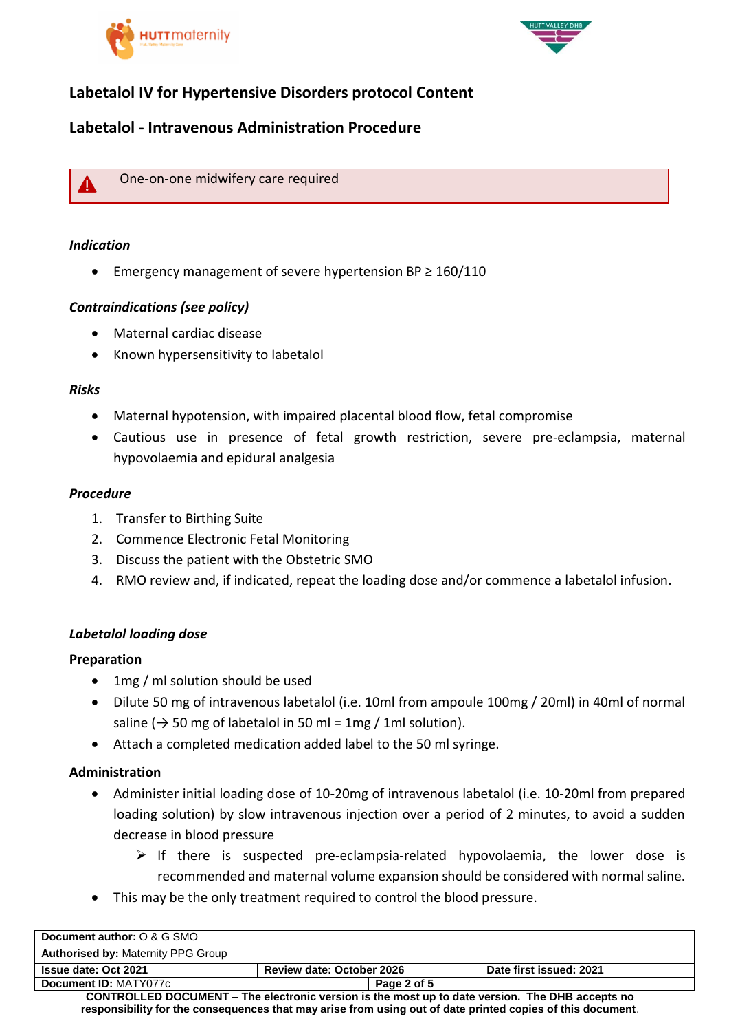## Labetalol IV for Hypertensive Disorders protocol Content

## Labetalol - Intravenous Administration Procedure

> ⚠ One-on-one midwifery care required

### *Indication*

- Emergency management of severe hypertension BP ≥ 160/110

### *Contraindications (see policy)*

- Maternal cardiac disease
- Known hypersensitivity to labetalol

### *Risks*

- Maternal hypotension, with impaired placental blood flow, fetal compromise
- Cautious use in presence of fetal growth restriction, severe pre-eclampsia, maternal hypovolaemia and epidural analgesia

### *Procedure*

1. Transfer to Birthing Suite
2. Commence Electronic Fetal Monitoring
3. Discuss the patient with the Obstetric SMO
4. RMO review and, if indicated, repeat the loading dose and/or commence a labetalol infusion.

### *Labetalol loading dose*

**Preparation**

- 1mg / ml solution should be used
- Dilute 50 mg of intravenous labetalol (i.e. 10ml from ampoule 100mg / 20ml) in 40ml of normal saline (→ 50 mg of labetalol in 50 ml = 1mg / 1ml solution).
- Attach a completed medication added label to the 50 ml syringe.

**Administration**

- Administer initial loading dose of 10-20mg of intravenous labetalol (i.e. 10-20ml from prepared loading solution) by slow intravenous injection over a period of 2 minutes, to avoid a sudden decrease in blood pressure
  - If there is suspected pre-eclampsia-related hypovolaemia, the lower dose is recommended and maternal volume expansion should be considered with normal saline.
- This may be the only treatment required to control the blood pressure.

| **Document author:** O & G SMO | | |
|---|---|---|
| **Authorised by:** Maternity PPG Group | | |
| **Issue date: Oct 2021** | **Review date: October 2026** | **Date first issued: 2021** |
| **Document ID:** MATY077c | | |

**CONTROLLED DOCUMENT – The electronic version is the most up to date version. The DHB accepts no responsibility for the consequences that may arise from using out of date printed copies of this document.**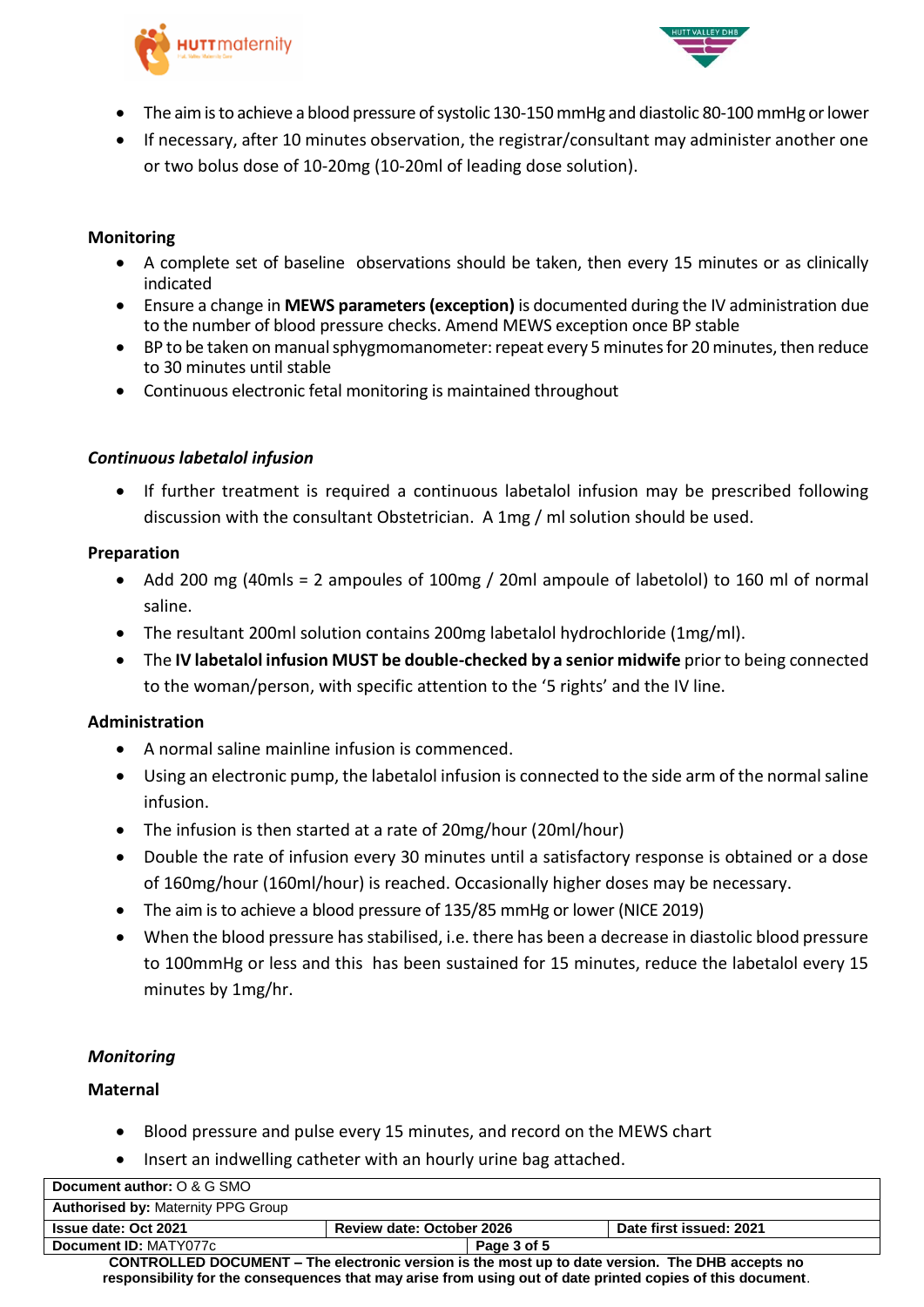- The aim is to achieve a blood pressure of systolic 130-150 mmHg and diastolic 80-100 mmHg or lower
- If necessary, after 10 minutes observation, the registrar/consultant may administer another one or two bolus dose of 10-20mg (10-20ml of leading dose solution).

**Monitoring**

- A complete set of baseline observations should be taken, then every 15 minutes or as clinically indicated
- Ensure a change in **MEWS parameters (exception)** is documented during the IV administration due to the number of blood pressure checks. Amend MEWS exception once BP stable
- BP to be taken on manual sphygmomanometer: repeat every 5 minutes for 20 minutes, then reduce to 30 minutes until stable
- Continuous electronic fetal monitoring is maintained throughout

***Continuous labetalol infusion***

- If further treatment is required a continuous labetalol infusion may be prescribed following discussion with the consultant Obstetrician. A 1mg / ml solution should be used.

**Preparation**

- Add 200 mg (40mls = 2 ampoules of 100mg / 20ml ampoule of labetolol) to 160 ml of normal saline.
- The resultant 200ml solution contains 200mg labetalol hydrochloride (1mg/ml).
- The **IV labetalol infusion MUST be double-checked by a senior midwife** prior to being connected to the woman/person, with specific attention to the '5 rights' and the IV line.

**Administration**

- A normal saline mainline infusion is commenced.
- Using an electronic pump, the labetalol infusion is connected to the side arm of the normal saline infusion.
- The infusion is then started at a rate of 20mg/hour (20ml/hour)
- Double the rate of infusion every 30 minutes until a satisfactory response is obtained or a dose of 160mg/hour (160ml/hour) is reached. Occasionally higher doses may be necessary.
- The aim is to achieve a blood pressure of 135/85 mmHg or lower (NICE 2019)
- When the blood pressure has stabilised, i.e. there has been a decrease in diastolic blood pressure to 100mmHg or less and this has been sustained for 15 minutes, reduce the labetalol every 15 minutes by 1mg/hr.

***Monitoring***

**Maternal**

- Blood pressure and pulse every 15 minutes, and record on the MEWS chart
- Insert an indwelling catheter with an hourly urine bag attached.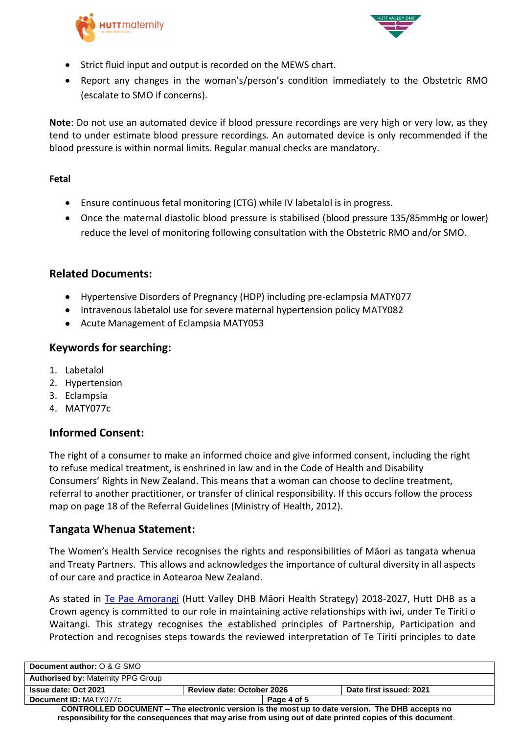- Strict fluid input and output is recorded on the MEWS chart.
- Report any changes in the woman's/person's condition immediately to the Obstetric RMO (escalate to SMO if concerns).

**Note**: Do not use an automated device if blood pressure recordings are very high or very low, as they tend to under estimate blood pressure recordings. An automated device is only recommended if the blood pressure is within normal limits. Regular manual checks are mandatory.

**Fetal**

- Ensure continuous fetal monitoring (CTG) while IV labetalol is in progress.
- Once the maternal diastolic blood pressure is stabilised (blood pressure 135/85mmHg or lower) reduce the level of monitoring following consultation with the Obstetric RMO and/or SMO.

## Related Documents:

- Hypertensive Disorders of Pregnancy (HDP) including pre-eclampsia MATY077
- Intravenous labetalol use for severe maternal hypertension policy MATY082
- Acute Management of Eclampsia MATY053

## Keywords for searching:

1. Labetalol
2. Hypertension
3. Eclampsia
4. MATY077c

## Informed Consent:

The right of a consumer to make an informed choice and give informed consent, including the right to refuse medical treatment, is enshrined in law and in the Code of Health and Disability Consumers' Rights in New Zealand. This means that a woman can choose to decline treatment, referral to another practitioner, or transfer of clinical responsibility. If this occurs follow the process map on page 18 of the Referral Guidelines (Ministry of Health, 2012).

## Tangata Whenua Statement:

The Women's Health Service recognises the rights and responsibilities of Māori as tangata whenua and Treaty Partners. This allows and acknowledges the importance of cultural diversity in all aspects of our care and practice in Aotearoa New Zealand.

As stated in Te Pae Amorangi (Hutt Valley DHB Māori Health Strategy) 2018-2027, Hutt DHB as a Crown agency is committed to our role in maintaining active relationships with iwi, under Te Tiriti o Waitangi. This strategy recognises the established principles of Partnership, Participation and Protection and recognises steps towards the reviewed interpretation of Te Tiriti principles to date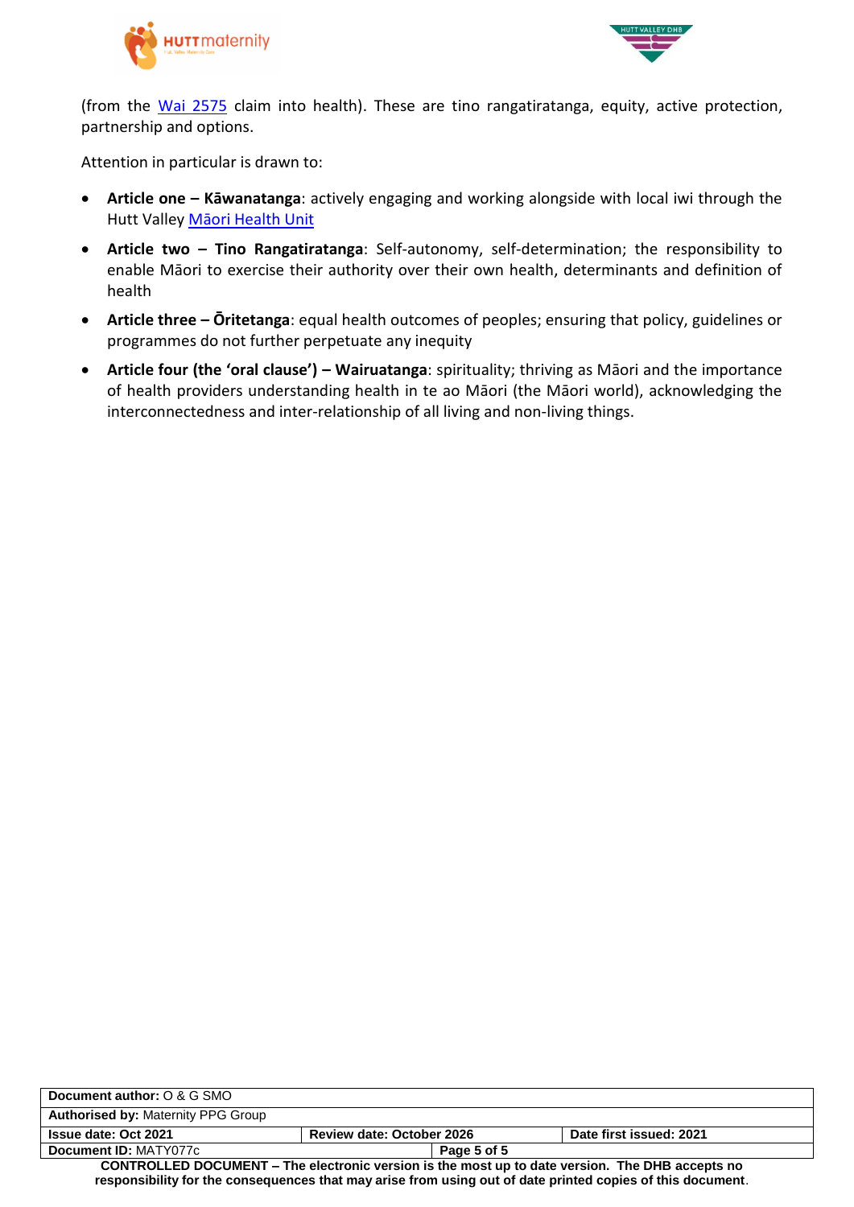(from the [Wai 2575](#) claim into health). These are tino rangatiratanga, equity, active protection, partnership and options.

Attention in particular is drawn to:

- **Article one – Kāwanatanga**: actively engaging and working alongside with local iwi through the Hutt Valley [Māori Health Unit](#)
- **Article two – Tino Rangatiratanga**: Self-autonomy, self-determination; the responsibility to enable Māori to exercise their authority over their own health, determinants and definition of health
- **Article three – Ōritetanga**: equal health outcomes of peoples; ensuring that policy, guidelines or programmes do not further perpetuate any inequity
- **Article four (the 'oral clause') – Wairuatanga**: spirituality; thriving as Māori and the importance of health providers understanding health in te ao Māori (the Māori world), acknowledging the interconnectedness and inter-relationship of all living and non-living things.